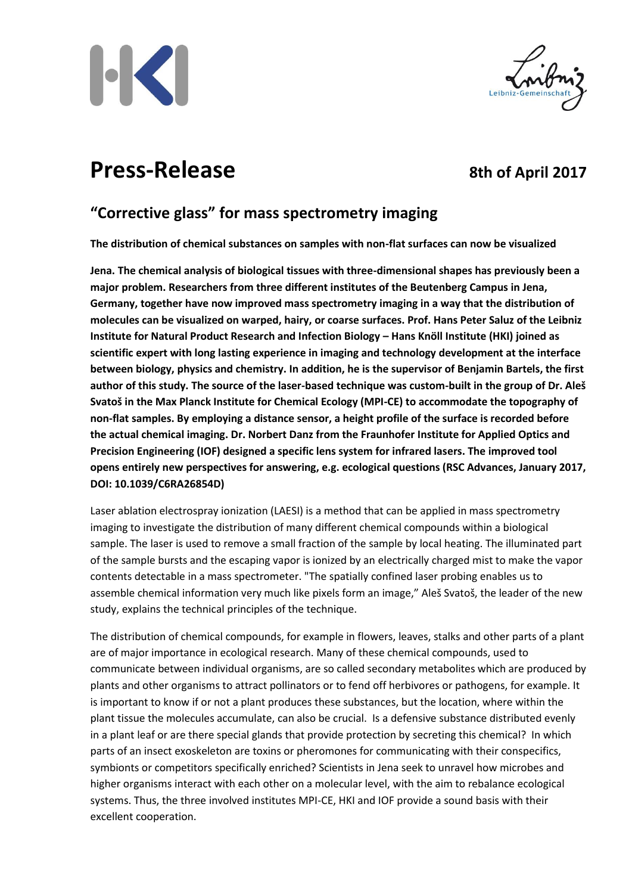# Press-Release

**8th of April 2017**

## "Corrective glass" for mass spectrometry imaging

**The distribution of chemical substances on samples with non-flat surfaces can now be visualized**

**Jena. The chemical analysis of biological tissues with three-dimensional shapes has previously been a major problem. Researchers from three different institutes of the Beutenberg Campus in Jena, Germany, together have now improved mass spectrometry imaging in a way that the distribution of molecules can be visualized on warped, hairy, or coarse surfaces. Prof. Hans Peter Saluz of the Leibniz Institute for Natural Product Research and Infection Biology – Hans Knöll Institute (HKI) joined as scientific expert with long lasting experience in imaging and technology development at the interface between biology, physics and chemistry. In addition, he is the supervisor of Benjamin Bartels, the first author of this study. The source of the laser-based technique was custom-built in the group of Dr. Aleš Svatoš in the Max Planck Institute for Chemical Ecology (MPI-CE) to accommodate the topography of non-flat samples. By employing a distance sensor, a height profile of the surface is recorded before the actual chemical imaging. Dr. Norbert Danz from the Fraunhofer Institute for Applied Optics and Precision Engineering (IOF) designed a specific lens system for infrared lasers. The improved tool opens entirely new perspectives for answering, e.g. ecological questions (RSC Advances, January 2017, DOI: 10.1039/C6RA26854D)**

Laser ablation electrospray ionization (LAESI) is a method that can be applied in mass spectrometry imaging to investigate the distribution of many different chemical compounds within a biological sample. The laser is used to remove a small fraction of the sample by local heating. The illuminated part of the sample bursts and the escaping vapor is ionized by an electrically charged mist to make the vapor contents detectable in a mass spectrometer. "The spatially confined laser probing enables us to assemble chemical information very much like pixels form an image," Aleš Svatoš, the leader of the new study, explains the technical principles of the technique.

The distribution of chemical compounds, for example in flowers, leaves, stalks and other parts of a plant are of major importance in ecological research. Many of these chemical compounds, used to communicate between individual organisms, are so called secondary metabolites which are produced by plants and other organisms to attract pollinators or to fend off herbivores or pathogens, for example. It is important to know if or not a plant produces these substances, but the location, where within the plant tissue the molecules accumulate, can also be crucial. Is a defensive substance distributed evenly in a plant leaf or are there special glands that provide protection by secreting this chemical? In which parts of an insect exoskeleton are toxins or pheromones for communicating with their conspecifics, symbionts or competitors specifically enriched? Scientists in Jena seek to unravel how microbes and higher organisms interact with each other on a molecular level, with the aim to rebalance ecological systems. Thus, the three involved institutes MPI-CE, HKI and IOF provide a sound basis with their excellent cooperation.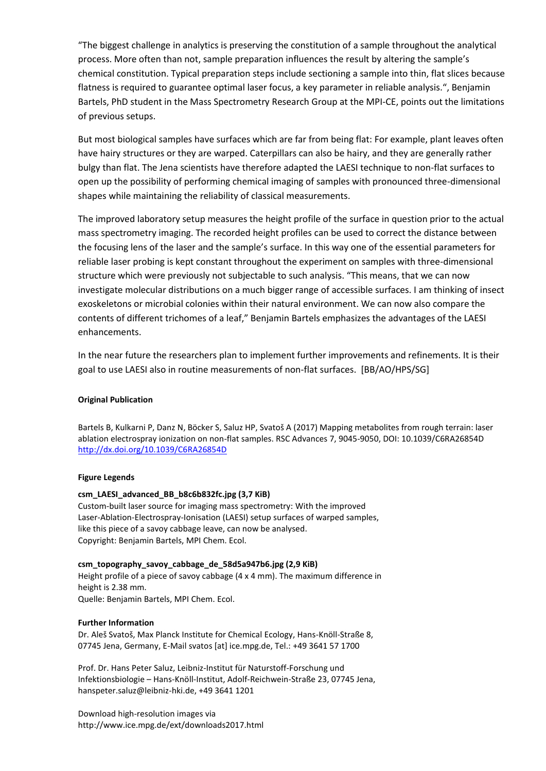“The biggest challenge in analytics is preserving the constitution of a sample throughout the analytical process. More often than not, sample preparation influences the result by altering the sample's chemical constitution. Typical preparation steps include sectioning a sample into thin, flat slices because flatness is required to guarantee optimal laser focus, a key parameter in reliable analysis.“, Benjamin Bartels, PhD student in the Mass Spectrometry Research Group at the MPI-CE, points out the limitations of previous setups.

But most biological samples have surfaces which are far from being flat: For example, plant leaves often have hairy structures or they are warped. Caterpillars can also be hairy, and they are generally rather bulgy than flat. The Jena scientists have therefore adapted the LAESI technique to non-flat surfaces to open up the possibility of performing chemical imaging of samples with pronounced three-dimensional shapes while maintaining the reliability of classical measurements.

The improved laboratory setup measures the height profile of the surface in question prior to the actual mass spectrometry imaging. The recorded height profiles can be used to correct the distance between the focusing lens of the laser and the sample's surface. In this way one of the essential parameters for reliable laser probing is kept constant throughout the experiment on samples with three-dimensional structure which were previously not subjectable to such analysis. “This means, that we can now investigate molecular distributions on a much bigger range of accessible surfaces. I am thinking of insect exoskeletons or microbial colonies within their natural environment. We can now also compare the contents of different trichomes of a leaf,” Benjamin Bartels emphasizes the advantages of the LAESI enhancements.

In the near future the researchers plan to implement further improvements and refinements. It is their goal to use LAESI also in routine measurements of non-flat surfaces. [BB/AO/HPS/SG]

**Original Publication**

Bartels B, Kulkarni P, Danz N, Böcker S, Saluz HP, Svatoš A (2017) Mapping metabolites from rough terrain: laser ablation electrospray ionization on non-flat samples. RSC Advances 7, 9045-9050, DOI: 10.1039/C6RA26854D
http://dx.doi.org/10.1039/C6RA26854D

**Figure Legends**

**csm_LAESI_advanced_BB_b8c6b832fc.jpg (3,7 KiB)**
Custom-built laser source for imaging mass spectrometry: With the improved Laser-Ablation-Electrospray-Ionisation (LAESI) setup surfaces of warped samples, like this piece of a savoy cabbage leave, can now be analysed.
Copyright: Benjamin Bartels, MPI Chem. Ecol.

**csm_topography_savoy_cabbage_de_58d5a947b6.jpg (2,9 KiB)**
Height profile of a piece of savoy cabbage (4 x 4 mm). The maximum difference in height is 2.38 mm.
Quelle: Benjamin Bartels, MPI Chem. Ecol.

**Further Information**

Dr. Aleš Svatoš, Max Planck Institute for Chemical Ecology, Hans-Knöll-Straße 8, 07745 Jena, Germany, E-Mail svatos [at] ice.mpg.de, Tel.: +49 3641 57 1700

Prof. Dr. Hans Peter Saluz, Leibniz-Institut für Naturstoff-Forschung und Infektionsbiologie – Hans-Knöll-Institut, Adolf-Reichwein-Straße 23, 07745 Jena, hanspeter.saluz@leibniz-hki.de, +49 3641 1201

Download high-resolution images via
http://www.ice.mpg.de/ext/downloads2017.html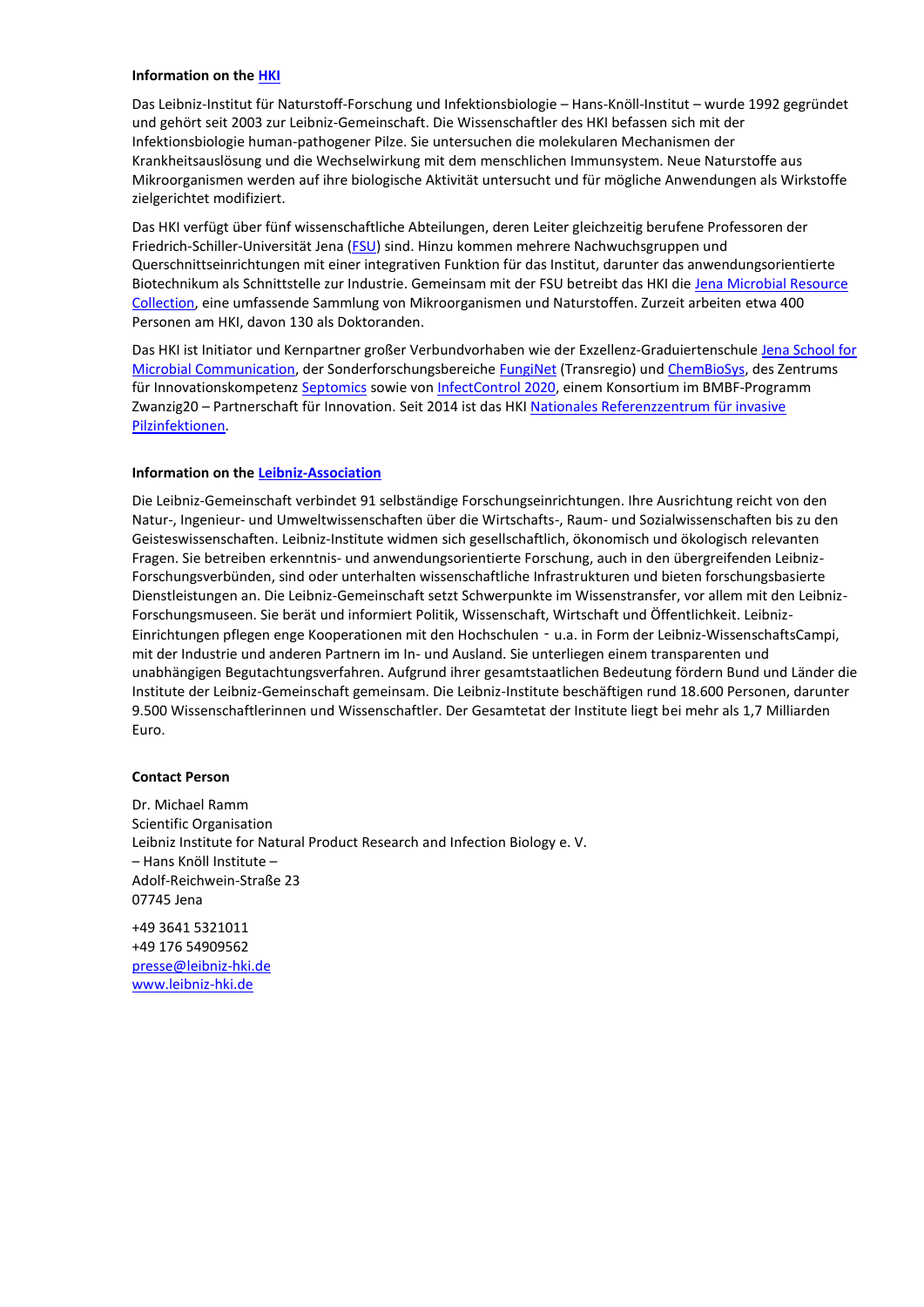**Information on the HKI**

Das Leibniz-Institut für Naturstoff-Forschung und Infektionsbiologie – Hans-Knöll-Institut – wurde 1992 gegründet und gehört seit 2003 zur Leibniz-Gemeinschaft. Die Wissenschaftler des HKI befassen sich mit der Infektionsbiologie human-pathogener Pilze. Sie untersuchen die molekularen Mechanismen der Krankheitsauslösung und die Wechselwirkung mit dem menschlichen Immunsystem. Neue Naturstoffe aus Mikroorganismen werden auf ihre biologische Aktivität untersucht und für mögliche Anwendungen als Wirkstoffe zielgerichtet modifiziert.

Das HKI verfügt über fünf wissenschaftliche Abteilungen, deren Leiter gleichzeitig berufene Professoren der Friedrich-Schiller-Universität Jena (FSU) sind. Hinzu kommen mehrere Nachwuchsgruppen und Querschnittseinrichtungen mit einer integrativen Funktion für das Institut, darunter das anwendungsorientierte Biotechnikum als Schnittstelle zur Industrie. Gemeinsam mit der FSU betreibt das HKI die Jena Microbial Resource Collection, eine umfassende Sammlung von Mikroorganismen und Naturstoffen. Zurzeit arbeiten etwa 400 Personen am HKI, davon 130 als Doktoranden.

Das HKI ist Initiator und Kernpartner großer Verbundvorhaben wie der Exzellenz-Graduiertenschule Jena School for Microbial Communication, der Sonderforschungsbereiche FungiNet (Transregio) und ChemBioSys, des Zentrums für Innovationskompetenz Septomics sowie von InfectControl 2020, einem Konsortium im BMBF-Programm Zwanzig20 – Partnerschaft für Innovation. Seit 2014 ist das HKI Nationales Referenzzentrum für invasive Pilzinfektionen.

**Information on the Leibniz-Association**

Die Leibniz-Gemeinschaft verbindet 91 selbständige Forschungseinrichtungen. Ihre Ausrichtung reicht von den Natur-, Ingenieur- und Umweltwissenschaften über die Wirtschafts-, Raum- und Sozialwissenschaften bis zu den Geisteswissenschaften. Leibniz-Institute widmen sich gesellschaftlich, ökonomisch und ökologisch relevanten Fragen. Sie betreiben erkenntnis- und anwendungsorientierte Forschung, auch in den übergreifenden Leibniz-Forschungsverbünden, sind oder unterhalten wissenschaftliche Infrastrukturen und bieten forschungsbasierte Dienstleistungen an. Die Leibniz-Gemeinschaft setzt Schwerpunkte im Wissenstransfer, vor allem mit den Leibniz-Forschungsmuseen. Sie berät und informiert Politik, Wissenschaft, Wirtschaft und Öffentlichkeit. Leibniz-Einrichtungen pflegen enge Kooperationen mit den Hochschulen ‑ u.a. in Form der Leibniz-WissenschaftsCampi, mit der Industrie und anderen Partnern im In- und Ausland. Sie unterliegen einem transparenten und unabhängigen Begutachtungsverfahren. Aufgrund ihrer gesamtstaatlichen Bedeutung fördern Bund und Länder die Institute der Leibniz-Gemeinschaft gemeinsam. Die Leibniz-Institute beschäftigen rund 18.600 Personen, darunter 9.500 Wissenschaftlerinnen und Wissenschaftler. Der Gesamtetat der Institute liegt bei mehr als 1,7 Milliarden Euro.

**Contact Person**

Dr. Michael Ramm
Scientific Organisation
Leibniz Institute for Natural Product Research and Infection Biology e. V.
– Hans Knöll Institute –
Adolf-Reichwein-Straße 23
07745 Jena

+49 3641 5321011
+49 176 54909562
presse@leibniz-hki.de
www.leibniz-hki.de